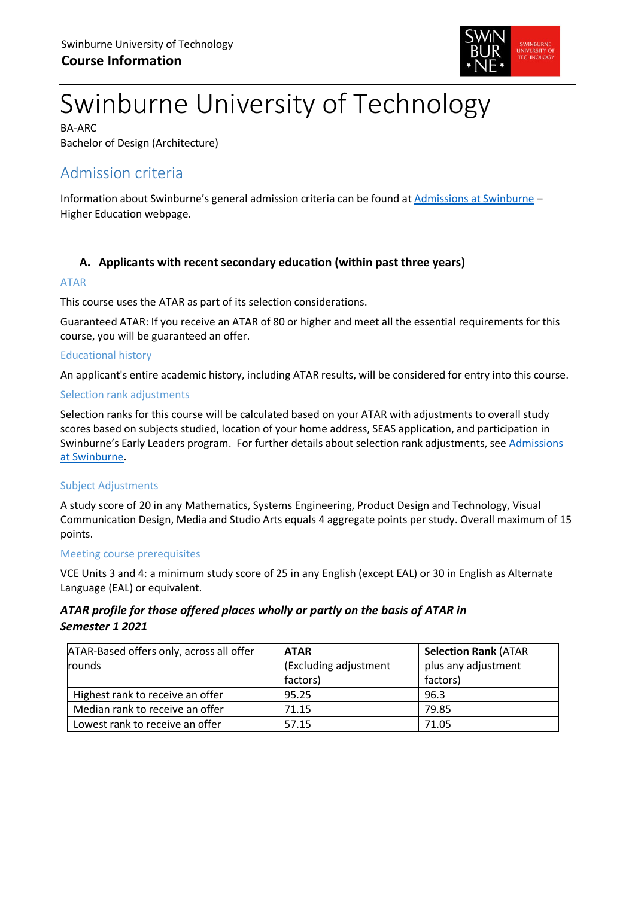Swinburne University of Technology
**Course Information**

# Swinburne University of Technology

BA-ARC
Bachelor of Design (Architecture)

## Admission criteria

Information about Swinburne's general admission criteria can be found at [Admissions at Swinburne](#) – Higher Education webpage.

### A. Applicants with recent secondary education (within past three years)

#### ATAR

This course uses the ATAR as part of its selection considerations.

Guaranteed ATAR: If you receive an ATAR of 80 or higher and meet all the essential requirements for this course, you will be guaranteed an offer.

#### Educational history

An applicant's entire academic history, including ATAR results, will be considered for entry into this course.

#### Selection rank adjustments

Selection ranks for this course will be calculated based on your ATAR with adjustments to overall study scores based on subjects studied, location of your home address, SEAS application, and participation in Swinburne's Early Leaders program. For further details about selection rank adjustments, see [Admissions at Swinburne](#).

#### Subject Adjustments

A study score of 20 in any Mathematics, Systems Engineering, Product Design and Technology, Visual Communication Design, Media and Studio Arts equals 4 aggregate points per study. Overall maximum of 15 points.

#### Meeting course prerequisites

VCE Units 3 and 4: a minimum study score of 25 in any English (except EAL) or 30 in English as Alternate Language (EAL) or equivalent.

***ATAR profile for those offered places wholly or partly on the basis of ATAR in Semester 1 2021***

| ATAR-Based offers only, across all offer rounds | **ATAR** (Excluding adjustment factors) | **Selection Rank** (ATAR plus any adjustment factors) |
|---|---|---|
| Highest rank to receive an offer | 95.25 | 96.3 |
| Median rank to receive an offer | 71.15 | 79.85 |
| Lowest rank to receive an offer | 57.15 | 71.05 |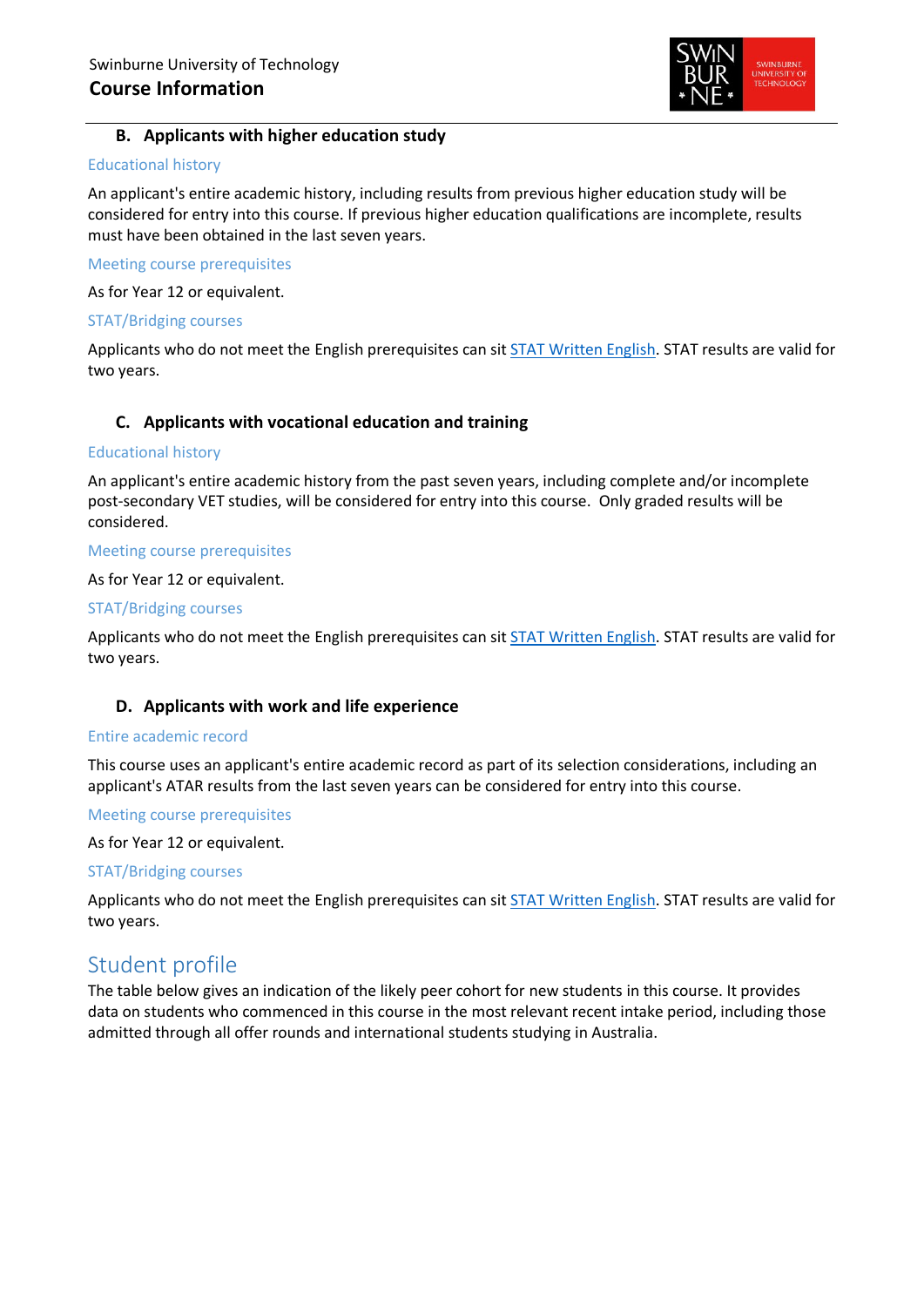### B. Applicants with higher education study

#### Educational history

An applicant's entire academic history, including results from previous higher education study will be considered for entry into this course. If previous higher education qualifications are incomplete, results must have been obtained in the last seven years.

#### Meeting course prerequisites

As for Year 12 or equivalent.

#### STAT/Bridging courses

Applicants who do not meet the English prerequisites can sit STAT Written English. STAT results are valid for two years.

### C. Applicants with vocational education and training

#### Educational history

An applicant's entire academic history from the past seven years, including complete and/or incomplete post-secondary VET studies, will be considered for entry into this course. Only graded results will be considered.

#### Meeting course prerequisites

As for Year 12 or equivalent.

#### STAT/Bridging courses

Applicants who do not meet the English prerequisites can sit STAT Written English. STAT results are valid for two years.

### D. Applicants with work and life experience

#### Entire academic record

This course uses an applicant's entire academic record as part of its selection considerations, including an applicant's ATAR results from the last seven years can be considered for entry into this course.

#### Meeting course prerequisites

As for Year 12 or equivalent.

#### STAT/Bridging courses

Applicants who do not meet the English prerequisites can sit STAT Written English. STAT results are valid for two years.

## Student profile

The table below gives an indication of the likely peer cohort for new students in this course. It provides data on students who commenced in this course in the most relevant recent intake period, including those admitted through all offer rounds and international students studying in Australia.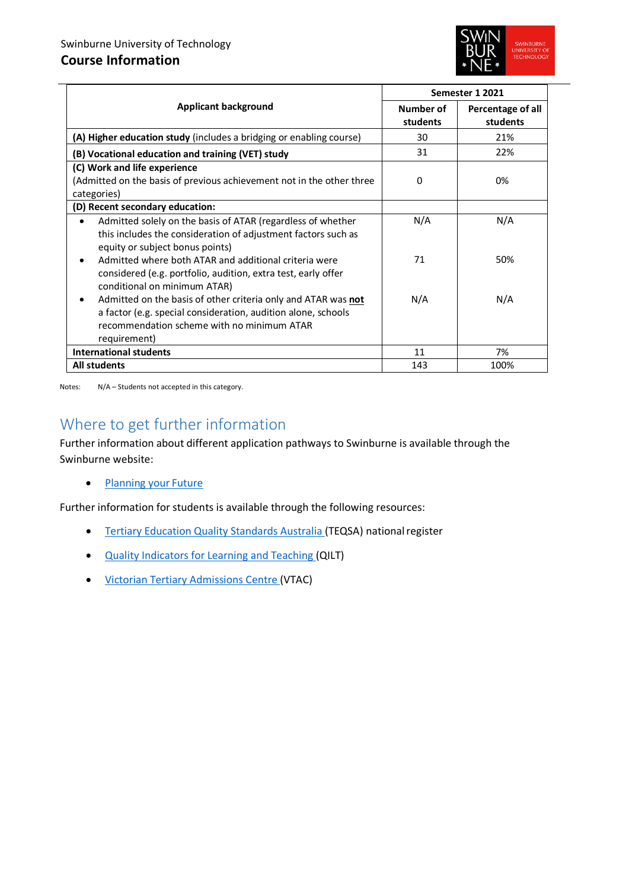| Applicant background | Semester 1 2021 | |
|---|---|---|
| | Number of students | Percentage of all students |
| **(A) Higher education study** (includes a bridging or enabling course) | 30 | 21% |
| **(B) Vocational education and training (VET) study** | 31 | 22% |
| **(C) Work and life experience** (Admitted on the basis of previous achievement not in the other three categories) | 0 | 0% |
| **(D) Recent secondary education:** | | |
| • Admitted solely on the basis of ATAR (regardless of whether this includes the consideration of adjustment factors such as equity or subject bonus points) | N/A | N/A |
| • Admitted where both ATAR and additional criteria were considered (e.g. portfolio, audition, extra test, early offer conditional on minimum ATAR) | 71 | 50% |
| • Admitted on the basis of other criteria only and ATAR was **not** a factor (e.g. special consideration, audition alone, schools recommendation scheme with no minimum ATAR requirement) | N/A | N/A |
| **International students** | 11 | 7% |
| **All students** | 143 | 100% |

Notes: N/A – Students not accepted in this category.

## Where to get further information

Further information about different application pathways to Swinburne is available through the Swinburne website:

- Planning your Future

Further information for students is available through the following resources:

- Tertiary Education Quality Standards Australia (TEQSA) national register
- Quality Indicators for Learning and Teaching (QILT)
- Victorian Tertiary Admissions Centre (VTAC)